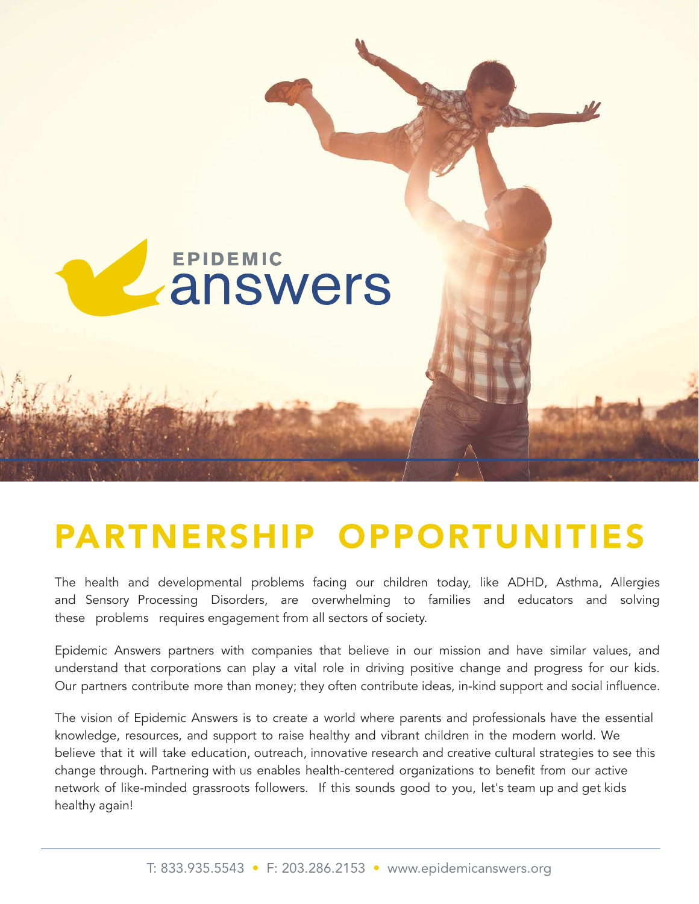EPIDEMIC answers

# PARTNERSHIP OPPORTUNITIES

The health and developmental problems facing our children today, like ADHD, Asthma, Allergies and Sensory Processing Disorders, are overwhelming to families and educators and solving these problems requires engagement from all sectors of society.

Epidemic Answers partners with companies that believe in our mission and have similar values, and understand that corporations can play a vital role in driving positive change and progress for our kids. Our partners contribute more than money; they often contribute ideas, in-kind support and social influence.

The vision of Epidemic Answers is to create a world where parents and professionals have the essential knowledge, resources, and support to raise healthy and vibrant children in the modern world. We believe that it will take education, outreach, innovative research and creative cultural strategies to see this change through. Partnering with us enables health-centered organizations to benefit from our active network of like-minded grassroots followers. If this sounds good to you, let's team up and get kids healthy again!

T: 833.935.5543 • F: 203.286.2153 • www.epidemicanswers.org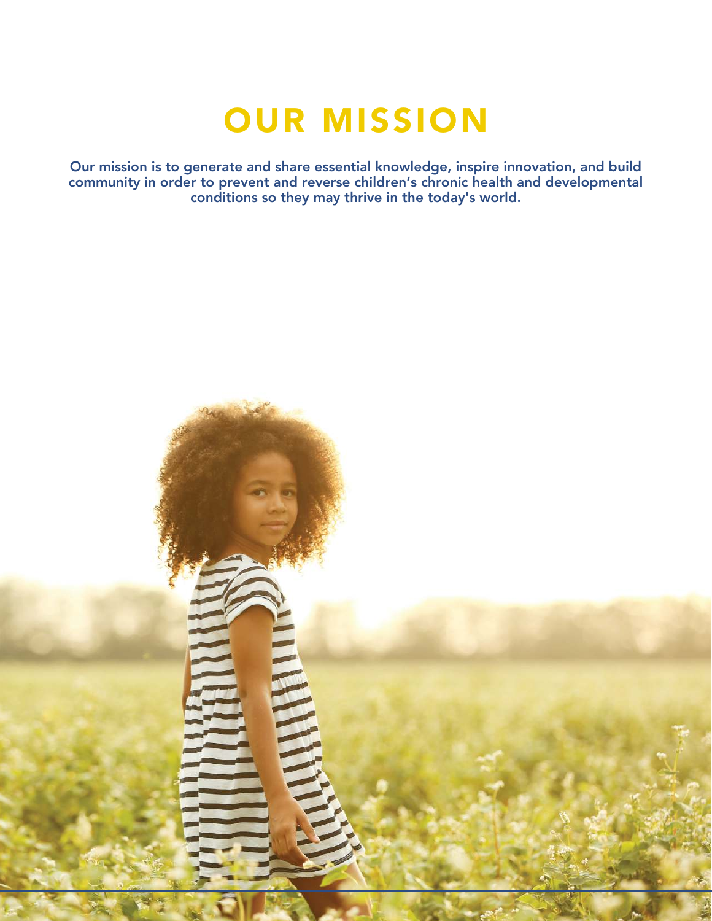# OUR MISSION

**Our mission is to generate and share essential knowledge, inspire innovation, and build community in order to prevent and reverse children's chronic health and developmental conditions so they may thrive in the today's world.**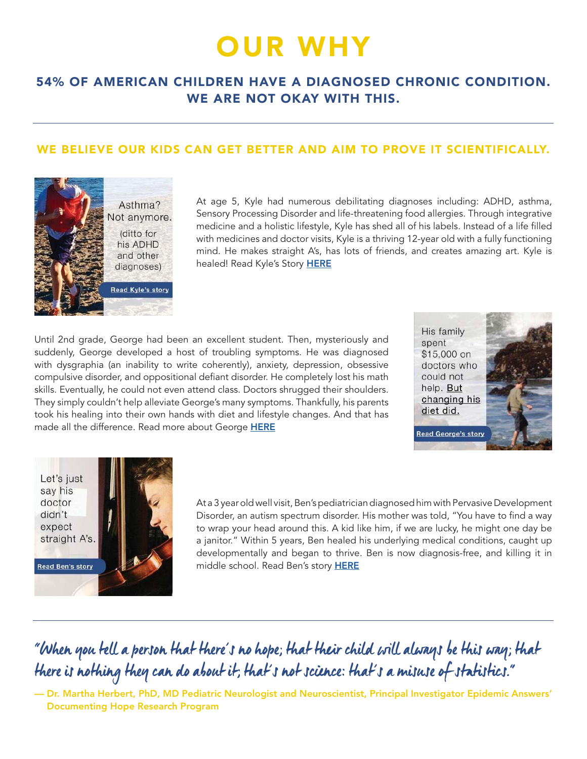# OUR WHY

## 54% OF AMERICAN CHILDREN HAVE A DIAGNOSED CHRONIC CONDITION. WE ARE NOT OKAY WITH THIS.

---

### WE BELIEVE OUR KIDS CAN GET BETTER AND AIM TO PROVE IT SCIENTIFICALLY.

Asthma? Not anymore. (ditto for his ADHD and other diagnoses)

Read Kyle's story

At age 5, Kyle had numerous debilitating diagnoses including: ADHD, asthma, Sensory Processing Disorder and life-threatening food allergies. Through integrative medicine and a holistic lifestyle, Kyle has shed all of his labels. Instead of a life filled with medicines and doctor visits, Kyle is a thriving 12-year old with a fully functioning mind. He makes straight A's, has lots of friends, and creates amazing art. Kyle is healed! Read Kyle's Story **HERE**

Until 2nd grade, George had been an excellent student. Then, mysteriously and suddenly, George developed a host of troubling symptoms. He was diagnosed with dysgraphia (an inability to write coherently), anxiety, depression, obsessive compulsive disorder, and oppositional defiant disorder. He completely lost his math skills. Eventually, he could not even attend class. Doctors shrugged their shoulders. They simply couldn't help alleviate George's many symptoms. Thankfully, his parents took his healing into their own hands with diet and lifestyle changes. And that has made all the difference. Read more about George **HERE**

His family spent $15,000 on doctors who could not help. But changing his diet did.

Read George's story

Let's just say his doctor didn't expect straight A's.

Read Ben's story

At a 3 year old well visit, Ben's pediatrician diagnosed him with Pervasive Development Disorder, an autism spectrum disorder. His mother was told, "You have to find a way to wrap your head around this. A kid like him, if we are lucky, he might one day be a janitor." Within 5 years, Ben healed his underlying medical conditions, caught up developmentally and began to thrive. Ben is now diagnosis-free, and killing it in middle school. Read Ben's story **HERE**

---

*"When you tell a person that there's no hope; that their child will always be this way; that there is nothing they can do about it, that's not science: that's a misuse of statistics."*

— Dr. Martha Herbert, PhD, MD Pediatric Neurologist and Neuroscientist, Principal Investigator Epidemic Answers' Documenting Hope Research Program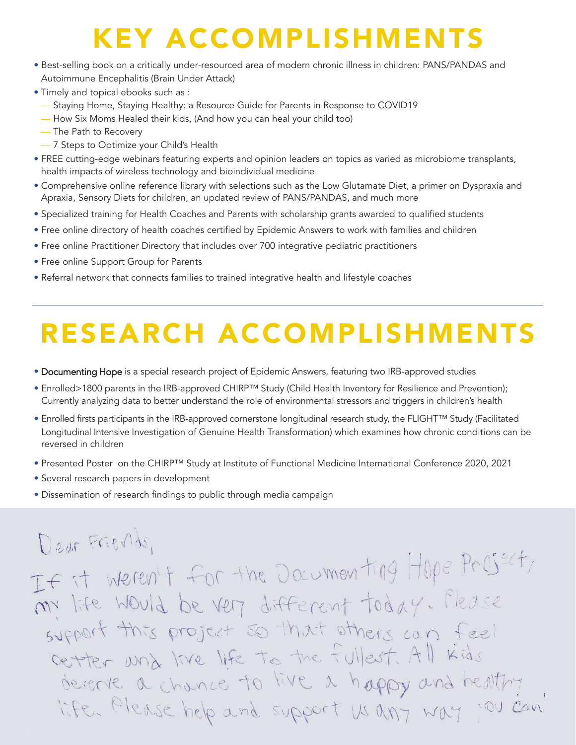# KEY ACCOMPLISHMENTS

- Best-selling book on a critically under-resourced area of modern chronic illness in children: PANS/PANDAS and Autoimmune Encephalitis (Brain Under Attack)
- Timely and topical ebooks such as :
  - Staying Home, Staying Healthy: a Resource Guide for Parents in Response to COVID19
  - How Six Moms Healed their kids, (And how you can heal your child too)
  - The Path to Recovery
  - 7 Steps to Optimize your Child's Health
- FREE cutting-edge webinars featuring experts and opinion leaders on topics as varied as microbiome transplants, health impacts of wireless technology and bioindividual medicine
- Comprehensive online reference library with selections such as the Low Glutamate Diet, a primer on Dyspraxia and Apraxia, Sensory Diets for children, an updated review of PANS/PANDAS, and much more
- Specialized training for Health Coaches and Parents with scholarship grants awarded to qualified students
- Free online directory of health coaches certified by Epidemic Answers to work with families and children
- Free online Practitioner Directory that includes over 700 integrative pediatric practitioners
- Free online Support Group for Parents
- Referral network that connects families to trained integrative health and lifestyle coaches

# RESEARCH ACCOMPLISHMENTS

- Documenting Hope is a special research project of Epidemic Answers, featuring two IRB-approved studies
- Enrolled>1800 parents in the IRB-approved CHIRP™ Study (Child Health Inventory for Resilience and Prevention); Currently analyzing data to better understand the role of environmental stressors and triggers in children's health
- Enrolled firsts participants in the IRB-approved cornerstone longitudinal research study, the FLIGHT™ Study (Facilitated Longitudinal Intensive Investigation of Genuine Health Transformation) which examines how chronic conditions can be reversed in children
- Presented Poster on the CHIRP™ Study at Institute of Functional Medicine International Conference 2020, 2021
- Several research papers in development
- Dissemination of research findings to public through media campaign

Dear Friends,

If it weren't for the Documenting Hope Project, my life would be very different today. Please support this project so that others can feel better and live life to the fullest. All kids deserve a chance to live a happy and healthy life. Please help and support us any way you can!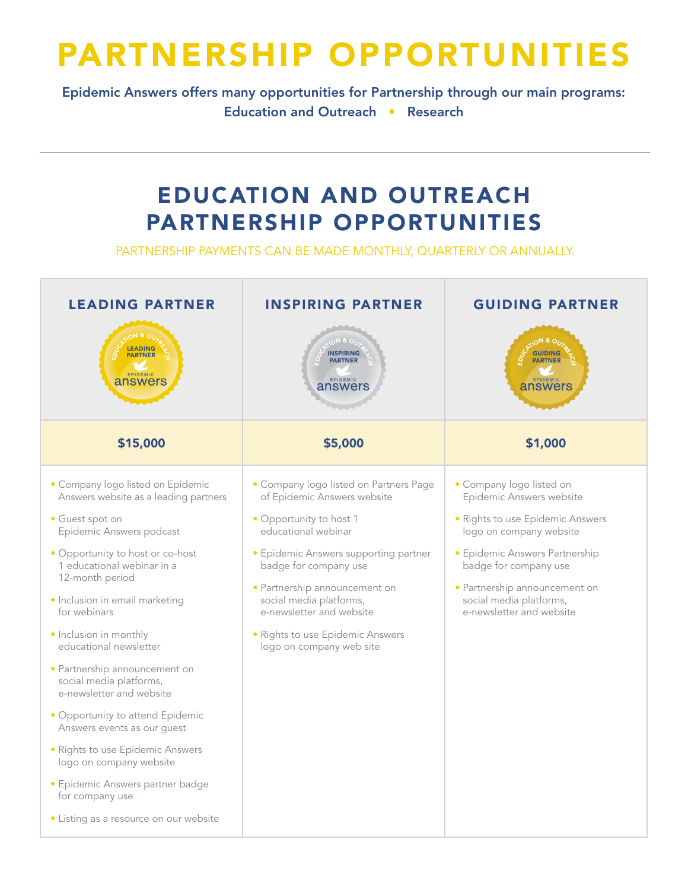# PARTNERSHIP OPPORTUNITIES

**Epidemic Answers offers many opportunities for Partnership through our main programs:**
**Education and Outreach • Research**

---

## EDUCATION AND OUTREACH PARTNERSHIP OPPORTUNITIES

PARTNERSHIP PAYMENTS CAN BE MADE MONTHLY, QUARTERLY OR ANNUALLY.

| LEADING PARTNER | INSPIRING PARTNER | GUIDING PARTNER |
|---|---|---|
| **$15,000** | **$5,000** | **$1,000** |
| • Company logo listed on Epidemic Answers website as a leading partners<br>• Guest spot on Epidemic Answers podcast<br>• Opportunity to host or co-host 1 educational webinar in a 12-month period<br>• Inclusion in email marketing for webinars<br>• Inclusion in monthly educational newsletter<br>• Partnership announcement on social media platforms, e-newsletter and website<br>• Opportunity to attend Epidemic Answers events as our guest<br>• Rights to use Epidemic Answers logo on company website<br>• Epidemic Answers partner badge for company use<br>• Listing as a resource on our website | • Company logo listed on Partners Page of Epidemic Answers website<br>• Opportunity to host 1 educational webinar<br>• Epidemic Answers supporting partner badge for company use<br>• Partnership announcement on social media platforms, e-newsletter and website<br>• Rights to use Epidemic Answers logo on company web site | • Company logo listed on Epidemic Answers website<br>• Rights to use Epidemic Answers logo on company website<br>• Epidemic Answers Partnership badge for company use<br>• Partnership announcement on social media platforms, e-newsletter and website |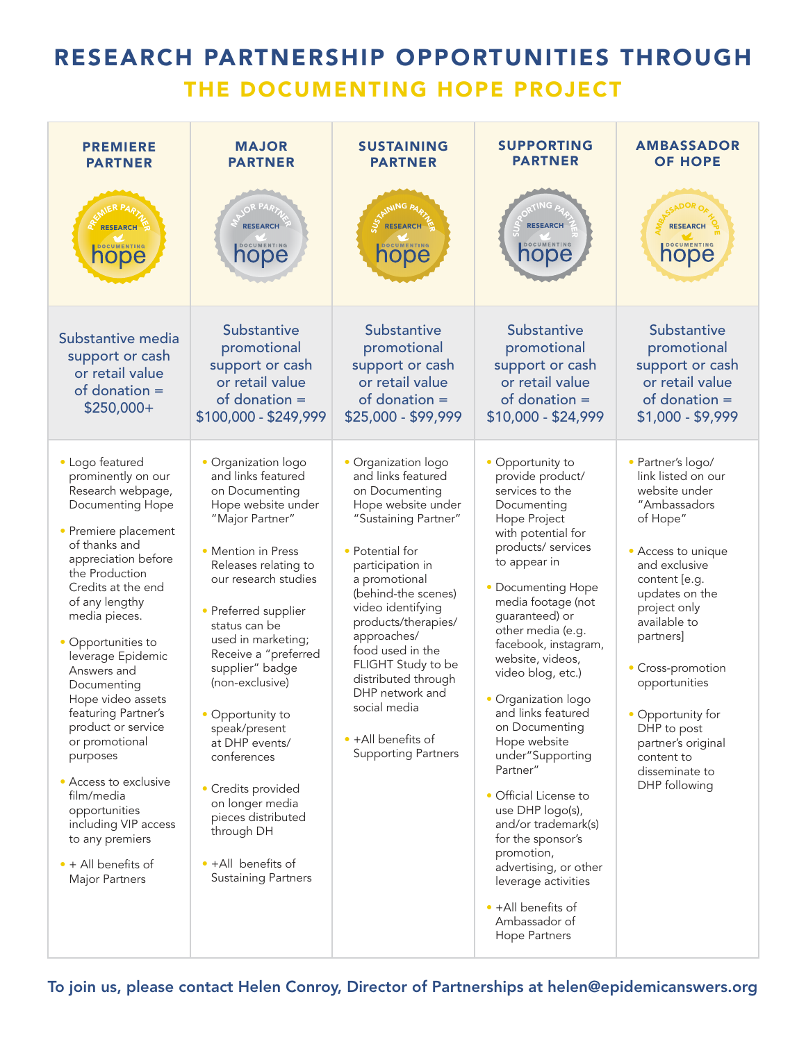# RESEARCH PARTNERSHIP OPPORTUNITIES THROUGH

## THE DOCUMENTING HOPE PROJECT

| PREMIERE PARTNER | MAJOR PARTNER | SUSTAINING PARTNER | SUPPORTING PARTNER | AMBASSADOR OF HOPE |
|---|---|---|---|---|
| Substantive media support or cash or retail value of donation = $250,000+ | Substantive promotional support or cash or retail value of donation = $100,000 - $249,999 | Substantive promotional support or cash or retail value of donation = $25,000 - $99,999 | Substantive promotional support or cash or retail value of donation = $10,000 - $24,999 | Substantive promotional support or cash or retail value of donation = $1,000 - $9,999 |
| • Logo featured prominently on our Research webpage, Documenting Hope<br>• Premiere placement of thanks and appreciation before the Production Credits at the end of any lengthy media pieces.<br>• Opportunities to leverage Epidemic Answers and Documenting Hope video assets featuring Partner's product or service or promotional purposes<br>• Access to exclusive film/media opportunities including VIP access to any premiers<br>• + All benefits of Major Partners | • Organization logo and links featured on Documenting Hope website under "Major Partner"<br>• Mention in Press Releases relating to our research studies<br>• Preferred supplier status can be used in marketing; Receive a "preferred supplier" badge (non-exclusive)<br>• Opportunity to speak/present at DHP events/ conferences<br>• Credits provided on longer media pieces distributed through DH<br>• +All benefits of Sustaining Partners | • Organization logo and links featured on Documenting Hope website under "Sustaining Partner"<br>• Potential for participation in a promotional (behind-the scenes) video identifying products/therapies/ approaches/ food used in the FLIGHT Study to be distributed through DHP network and social media<br>• +All benefits of Supporting Partners | • Opportunity to provide product/ services to the Documenting Hope Project with potential for products/ services to appear in Documenting Hope media footage (not guaranteed) or other media (e.g. facebook, instagram, website, videos, video blog, etc.)<br>• Organization logo and links featured on Documenting Hope website under"Supporting Partner"<br>• Official License to use DHP logo(s), and/or trademark(s) for the sponsor's promotion, advertising, or other leverage activities<br>• +All benefits of Ambassador of Hope Partners | • Partner's logo/ link listed on our website under "Ambassadors of Hope"<br>• Access to unique and exclusive content [e.g. updates on the project only available to partners]<br>• Cross-promotion opportunities<br>• Opportunity for DHP to post partner's original content to disseminate to DHP following |

**To join us, please contact Helen Conroy, Director of Partnerships at helen@epidemicanswers.org**